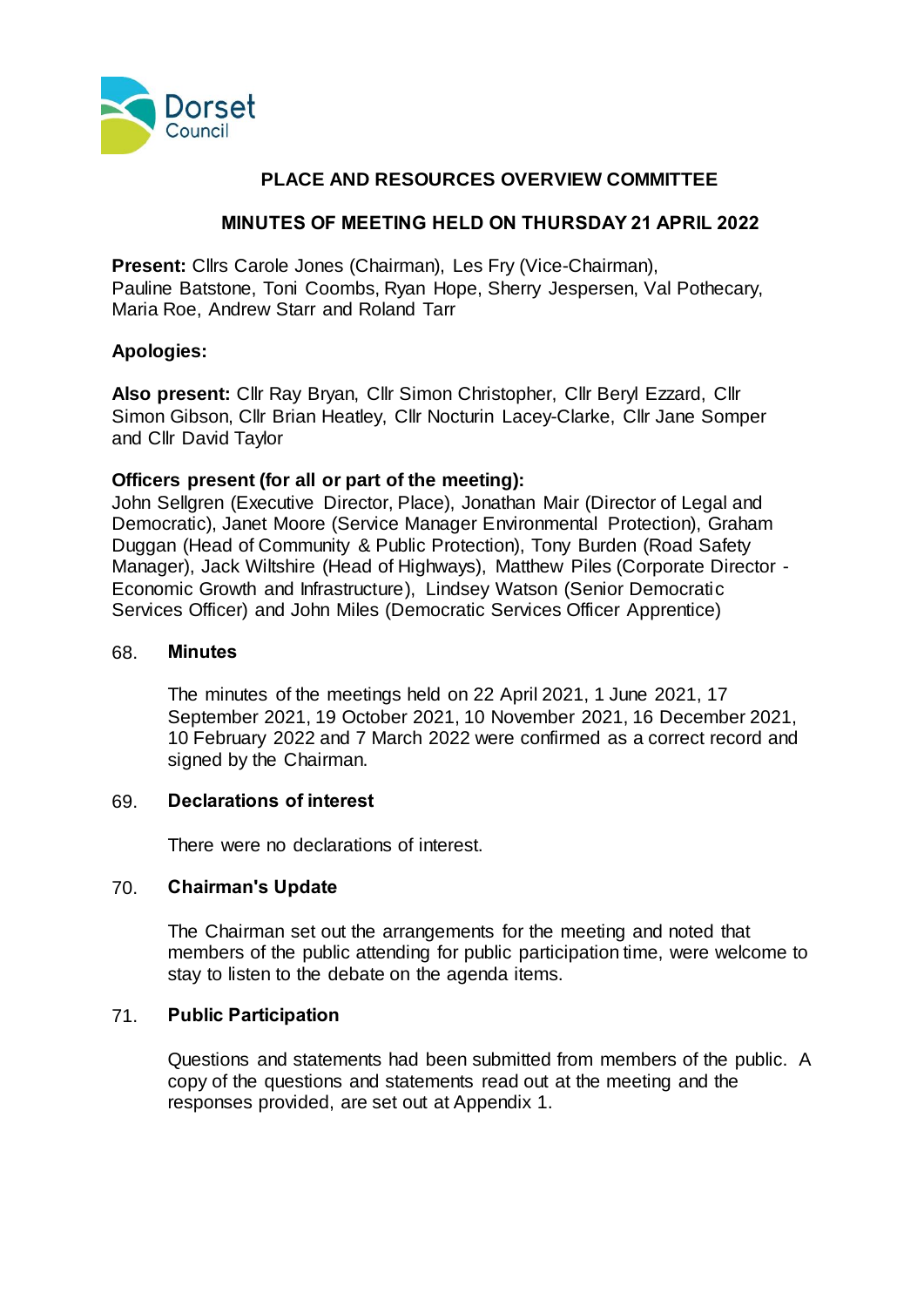# PLACE AND RESOURCES OVERVIEW COMMITTEE

## MINUTES OF MEETING HELD ON THURSDAY 21 APRIL 2022

**Present:** Cllrs Carole Jones (Chairman), Les Fry (Vice-Chairman), Pauline Batstone, Toni Coombs, Ryan Hope, Sherry Jespersen, Val Pothecary, Maria Roe, Andrew Starr and Roland Tarr

**Apologies:**

**Also present:** Cllr Ray Bryan, Cllr Simon Christopher, Cllr Beryl Ezzard, Cllr Simon Gibson, Cllr Brian Heatley, Cllr Nocturin Lacey-Clarke, Cllr Jane Somper and Cllr David Taylor

**Officers present (for all or part of the meeting):**
John Sellgren (Executive Director, Place), Jonathan Mair (Director of Legal and Democratic), Janet Moore (Service Manager Environmental Protection), Graham Duggan (Head of Community & Public Protection), Tony Burden (Road Safety Manager), Jack Wiltshire (Head of Highways), Matthew Piles (Corporate Director - Economic Growth and Infrastructure), Lindsey Watson (Senior Democratic Services Officer) and John Miles (Democratic Services Officer Apprentice)

### 68. Minutes

The minutes of the meetings held on 22 April 2021, 1 June 2021, 17 September 2021, 19 October 2021, 10 November 2021, 16 December 2021, 10 February 2022 and 7 March 2022 were confirmed as a correct record and signed by the Chairman.

### 69. Declarations of interest

There were no declarations of interest.

### 70. Chairman's Update

The Chairman set out the arrangements for the meeting and noted that members of the public attending for public participation time, were welcome to stay to listen to the debate on the agenda items.

### 71. Public Participation

Questions and statements had been submitted from members of the public. A copy of the questions and statements read out at the meeting and the responses provided, are set out at Appendix 1.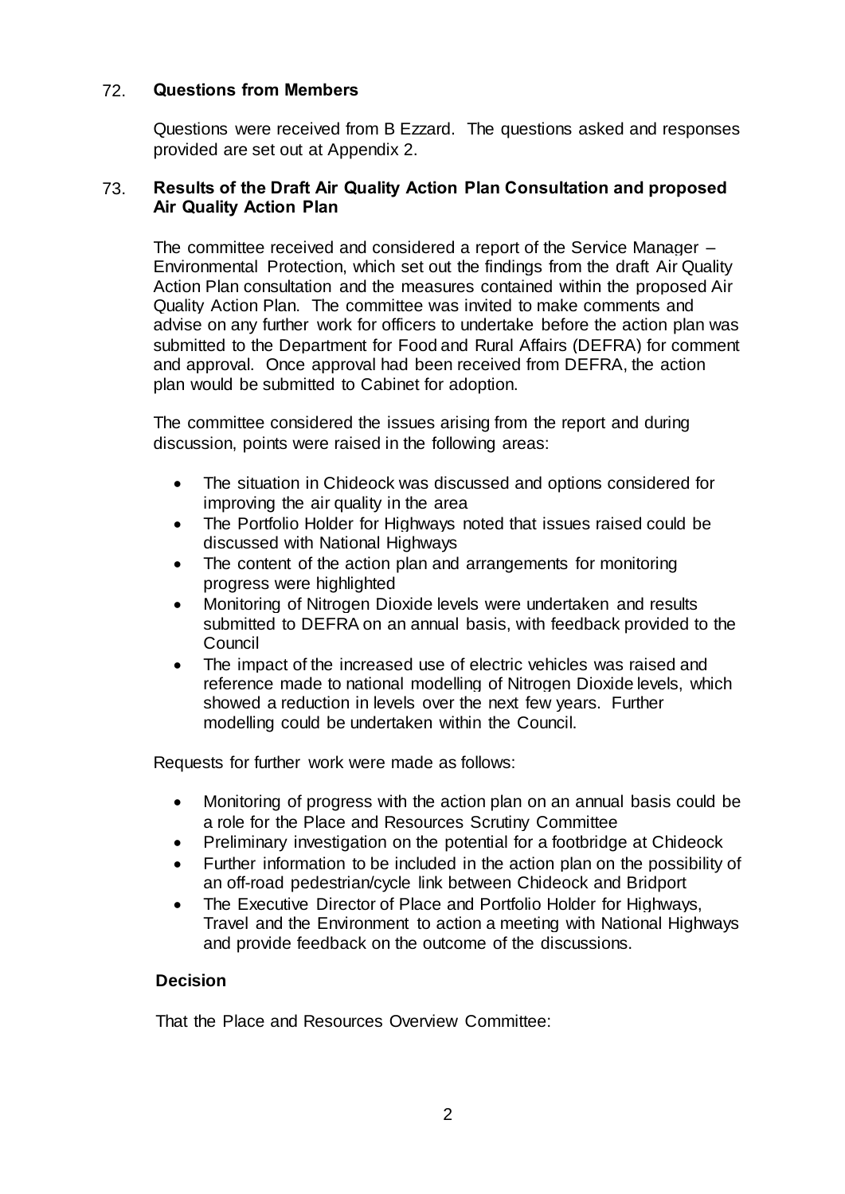## 72. Questions from Members

Questions were received from B Ezzard. The questions asked and responses provided are set out at Appendix 2.

## 73. Results of the Draft Air Quality Action Plan Consultation and proposed Air Quality Action Plan

The committee received and considered a report of the Service Manager – Environmental Protection, which set out the findings from the draft Air Quality Action Plan consultation and the measures contained within the proposed Air Quality Action Plan. The committee was invited to make comments and advise on any further work for officers to undertake before the action plan was submitted to the Department for Food and Rural Affairs (DEFRA) for comment and approval. Once approval had been received from DEFRA, the action plan would be submitted to Cabinet for adoption.

The committee considered the issues arising from the report and during discussion, points were raised in the following areas:

- The situation in Chideock was discussed and options considered for improving the air quality in the area
- The Portfolio Holder for Highways noted that issues raised could be discussed with National Highways
- The content of the action plan and arrangements for monitoring progress were highlighted
- Monitoring of Nitrogen Dioxide levels were undertaken and results submitted to DEFRA on an annual basis, with feedback provided to the Council
- The impact of the increased use of electric vehicles was raised and reference made to national modelling of Nitrogen Dioxide levels, which showed a reduction in levels over the next few years. Further modelling could be undertaken within the Council.

Requests for further work were made as follows:

- Monitoring of progress with the action plan on an annual basis could be a role for the Place and Resources Scrutiny Committee
- Preliminary investigation on the potential for a footbridge at Chideock
- Further information to be included in the action plan on the possibility of an off-road pedestrian/cycle link between Chideock and Bridport
- The Executive Director of Place and Portfolio Holder for Highways, Travel and the Environment to action a meeting with National Highways and provide feedback on the outcome of the discussions.

**Decision**

That the Place and Resources Overview Committee: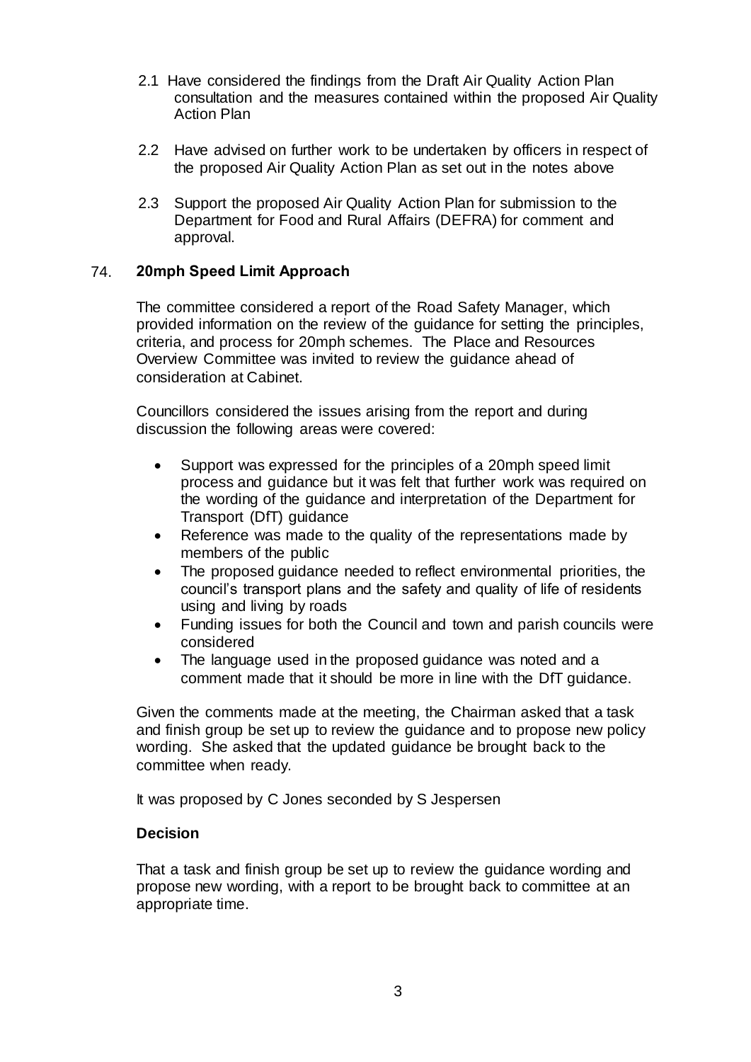2.1 Have considered the findings from the Draft Air Quality Action Plan consultation and the measures contained within the proposed Air Quality Action Plan

2.2 Have advised on further work to be undertaken by officers in respect of the proposed Air Quality Action Plan as set out in the notes above

2.3 Support the proposed Air Quality Action Plan for submission to the Department for Food and Rural Affairs (DEFRA) for comment and approval.

## 74. 20mph Speed Limit Approach

The committee considered a report of the Road Safety Manager, which provided information on the review of the guidance for setting the principles, criteria, and process for 20mph schemes. The Place and Resources Overview Committee was invited to review the guidance ahead of consideration at Cabinet.

Councillors considered the issues arising from the report and during discussion the following areas were covered:

- Support was expressed for the principles of a 20mph speed limit process and guidance but it was felt that further work was required on the wording of the guidance and interpretation of the Department for Transport (DfT) guidance
- Reference was made to the quality of the representations made by members of the public
- The proposed guidance needed to reflect environmental priorities, the council's transport plans and the safety and quality of life of residents using and living by roads
- Funding issues for both the Council and town and parish councils were considered
- The language used in the proposed guidance was noted and a comment made that it should be more in line with the DfT guidance.

Given the comments made at the meeting, the Chairman asked that a task and finish group be set up to review the guidance and to propose new policy wording. She asked that the updated guidance be brought back to the committee when ready.

It was proposed by C Jones seconded by S Jespersen

**Decision**

That a task and finish group be set up to review the guidance wording and propose new wording, with a report to be brought back to committee at an appropriate time.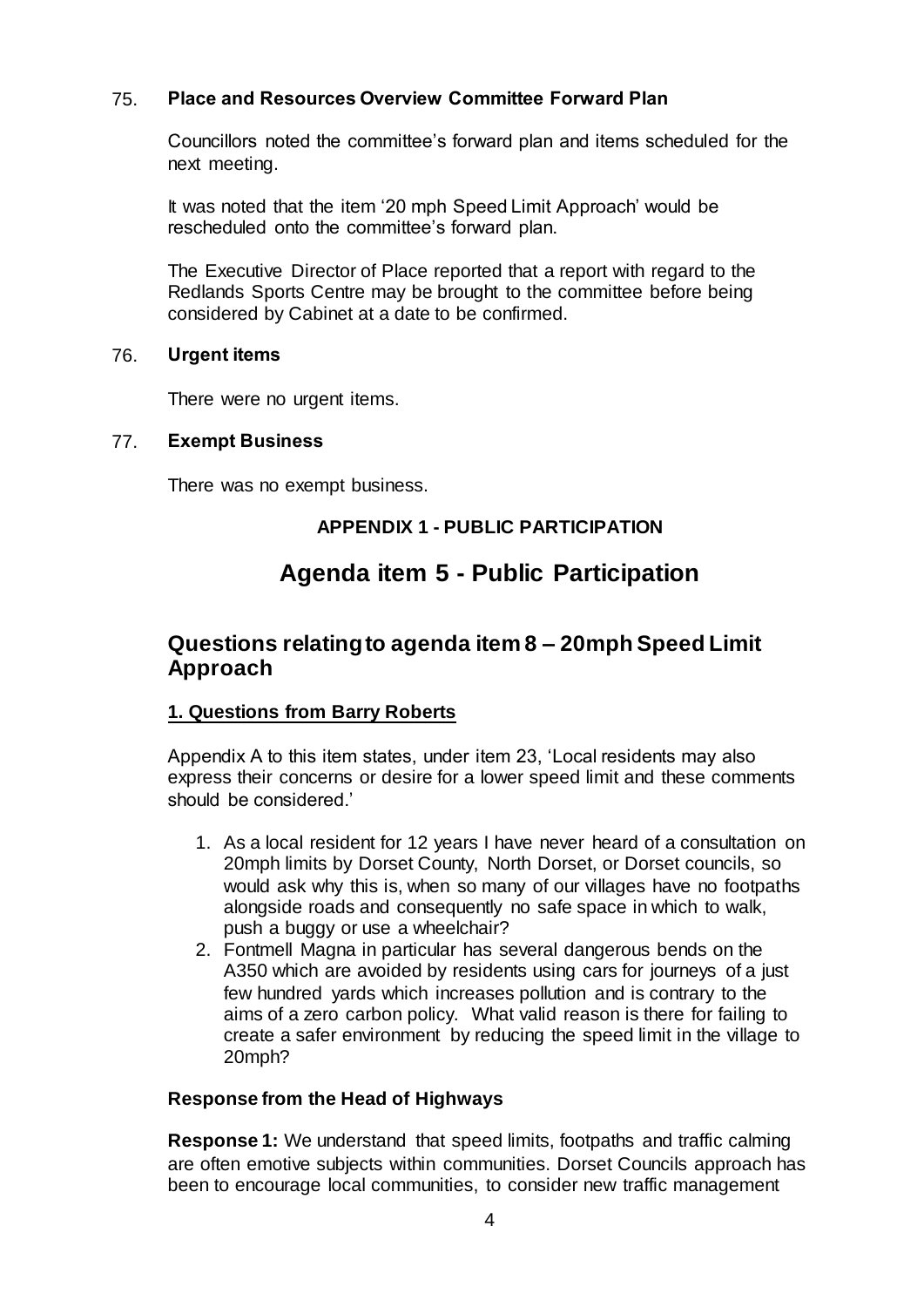75. **Place and Resources Overview Committee Forward Plan**

Councillors noted the committee's forward plan and items scheduled for the next meeting.

It was noted that the item '20 mph Speed Limit Approach' would be rescheduled onto the committee's forward plan.

The Executive Director of Place reported that a report with regard to the Redlands Sports Centre may be brought to the committee before being considered by Cabinet at a date to be confirmed.

76. **Urgent items**

There were no urgent items.

77. **Exempt Business**

There was no exempt business.

**APPENDIX 1 - PUBLIC PARTICIPATION**

# Agenda item 5 - Public Participation

## Questions relating to agenda item 8 – 20mph Speed Limit Approach

### 1. Questions from Barry Roberts

Appendix A to this item states, under item 23, 'Local residents may also express their concerns or desire for a lower speed limit and these comments should be considered.'

1. As a local resident for 12 years I have never heard of a consultation on 20mph limits by Dorset County, North Dorset, or Dorset councils, so would ask why this is, when so many of our villages have no footpaths alongside roads and consequently no safe space in which to walk, push a buggy or use a wheelchair?
2. Fontmell Magna in particular has several dangerous bends on the A350 which are avoided by residents using cars for journeys of a just few hundred yards which increases pollution and is contrary to the aims of a zero carbon policy. What valid reason is there for failing to create a safer environment by reducing the speed limit in the village to 20mph?

**Response from the Head of Highways**

**Response 1:** We understand that speed limits, footpaths and traffic calming are often emotive subjects within communities. Dorset Councils approach has been to encourage local communities, to consider new traffic management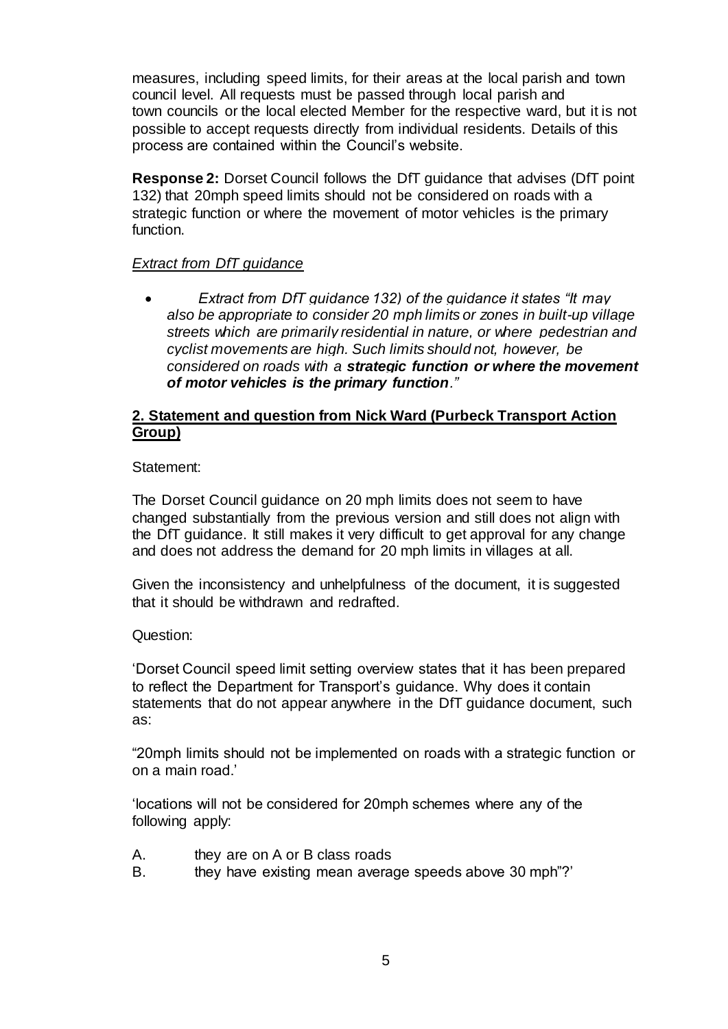measures, including speed limits, for their areas at the local parish and town council level. All requests must be passed through local parish and town councils or the local elected Member for the respective ward, but it is not possible to accept requests directly from individual residents. Details of this process are contained within the Council's website.

**Response 2:** Dorset Council follows the DfT guidance that advises (DfT point 132) that 20mph speed limits should not be considered on roads with a strategic function or where the movement of motor vehicles is the primary function.

*Extract from DfT guidance*

- *Extract from DfT guidance 132) of the guidance it states "It may also be appropriate to consider 20 mph limits or zones in built-up village streets which are primarily residential in nature, or where pedestrian and cyclist movements are high. Such limits should not, however, be considered on roads with a **strategic function or where the movement of motor vehicles is the primary function**."*

## 2. Statement and question from Nick Ward (Purbeck Transport Action Group)

Statement:

The Dorset Council guidance on 20 mph limits does not seem to have changed substantially from the previous version and still does not align with the DfT guidance. It still makes it very difficult to get approval for any change and does not address the demand for 20 mph limits in villages at all.

Given the inconsistency and unhelpfulness of the document, it is suggested that it should be withdrawn and redrafted.

Question:

'Dorset Council speed limit setting overview states that it has been prepared to reflect the Department for Transport's guidance. Why does it contain statements that do not appear anywhere in the DfT guidance document, such as:

"20mph limits should not be implemented on roads with a strategic function or on a main road.'

'locations will not be considered for 20mph schemes where any of the following apply:

A. they are on A or B class roads
B. they have existing mean average speeds above 30 mph"?'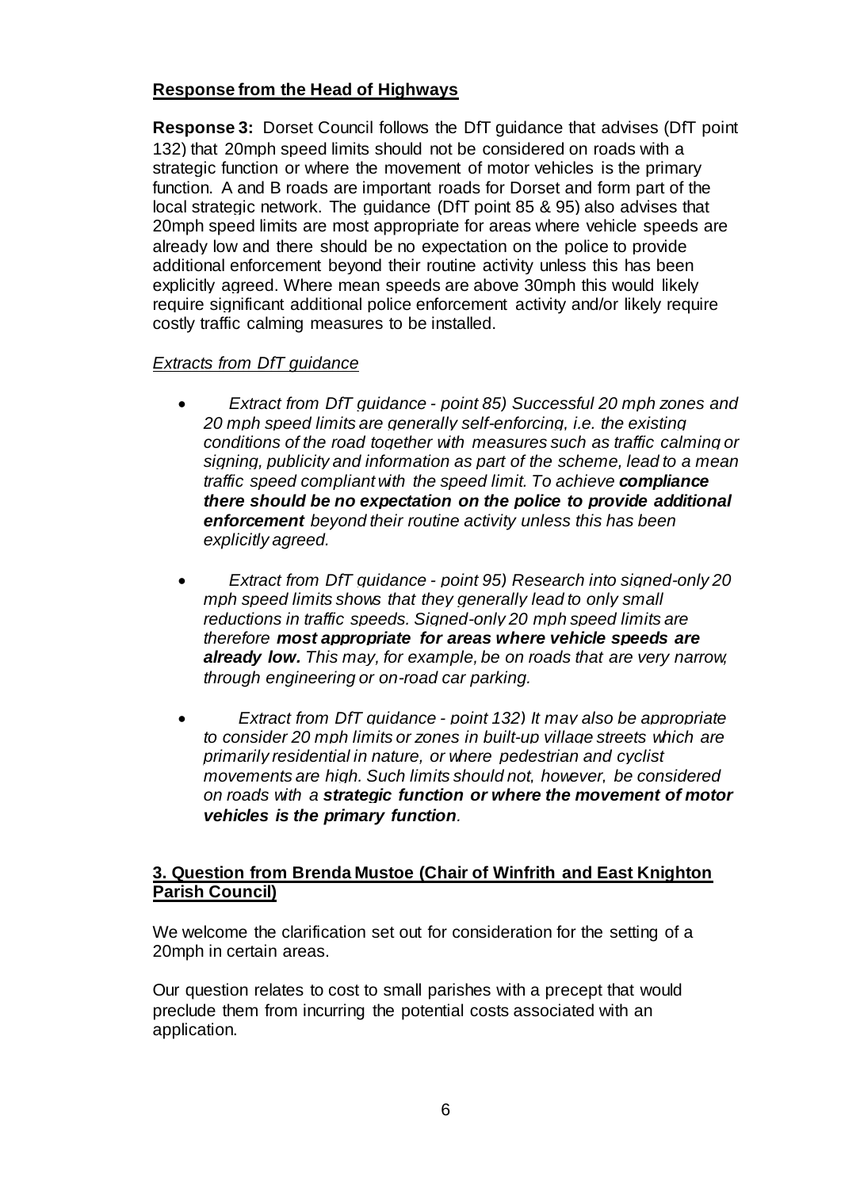**Response from the Head of Highways**

**Response 3:** Dorset Council follows the DfT guidance that advises (DfT point 132) that 20mph speed limits should not be considered on roads with a strategic function or where the movement of motor vehicles is the primary function. A and B roads are important roads for Dorset and form part of the local strategic network. The guidance (DfT point 85 & 95) also advises that 20mph speed limits are most appropriate for areas where vehicle speeds are already low and there should be no expectation on the police to provide additional enforcement beyond their routine activity unless this has been explicitly agreed. Where mean speeds are above 30mph this would likely require significant additional police enforcement activity and/or likely require costly traffic calming measures to be installed.

*Extracts from DfT guidance*

- *Extract from DfT guidance - point 85) Successful 20 mph zones and 20 mph speed limits are generally self-enforcing, i.e. the existing conditions of the road together with measures such as traffic calming or signing, publicity and information as part of the scheme, lead to a mean traffic speed compliant with the speed limit. To achieve **compliance there should be no expectation on the police to provide additional enforcement** beyond their routine activity unless this has been explicitly agreed.*

- *Extract from DfT guidance - point 95) Research into signed-only 20 mph speed limits shows that they generally lead to only small reductions in traffic speeds. Signed-only 20 mph speed limits are therefore **most appropriate for areas where vehicle speeds are already low.** This may, for example, be on roads that are very narrow, through engineering or on-road car parking.*

- *Extract from DfT guidance - point 132) It may also be appropriate to consider 20 mph limits or zones in built-up village streets which are primarily residential in nature, or where pedestrian and cyclist movements are high. Such limits should not, however, be considered on roads with a **strategic function or where the movement of motor vehicles is the primary function**.*

**3. Question from Brenda Mustoe (Chair of Winfrith and East Knighton Parish Council)**

We welcome the clarification set out for consideration for the setting of a 20mph in certain areas.

Our question relates to cost to small parishes with a precept that would preclude them from incurring the potential costs associated with an application.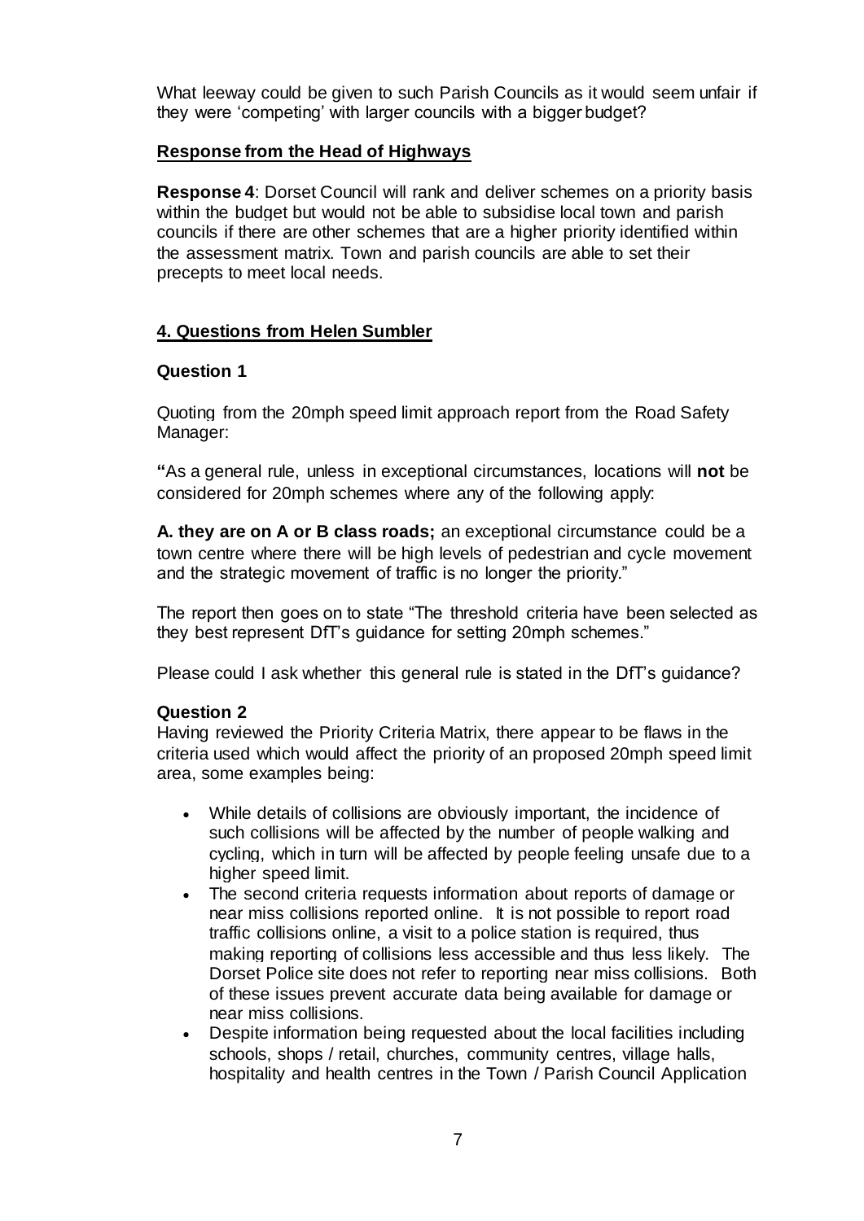What leeway could be given to such Parish Councils as it would seem unfair if they were 'competing' with larger councils with a bigger budget?

**Response from the Head of Highways**

**Response 4**: Dorset Council will rank and deliver schemes on a priority basis within the budget but would not be able to subsidise local town and parish councils if there are other schemes that are a higher priority identified within the assessment matrix. Town and parish councils are able to set their precepts to meet local needs.

## 4. Questions from Helen Sumbler

**Question 1**

Quoting from the 20mph speed limit approach report from the Road Safety Manager:

**"**As a general rule, unless in exceptional circumstances, locations will **not** be considered for 20mph schemes where any of the following apply:

**A. they are on A or B class roads;** an exceptional circumstance could be a town centre where there will be high levels of pedestrian and cycle movement and the strategic movement of traffic is no longer the priority."

The report then goes on to state "The threshold criteria have been selected as they best represent DfT's guidance for setting 20mph schemes."

Please could I ask whether this general rule is stated in the DfT's guidance?

**Question 2**

Having reviewed the Priority Criteria Matrix, there appear to be flaws in the criteria used which would affect the priority of an proposed 20mph speed limit area, some examples being:

- While details of collisions are obviously important, the incidence of such collisions will be affected by the number of people walking and cycling, which in turn will be affected by people feeling unsafe due to a higher speed limit.
- The second criteria requests information about reports of damage or near miss collisions reported online. It is not possible to report road traffic collisions online, a visit to a police station is required, thus making reporting of collisions less accessible and thus less likely. The Dorset Police site does not refer to reporting near miss collisions. Both of these issues prevent accurate data being available for damage or near miss collisions.
- Despite information being requested about the local facilities including schools, shops / retail, churches, community centres, village halls, hospitality and health centres in the Town / Parish Council Application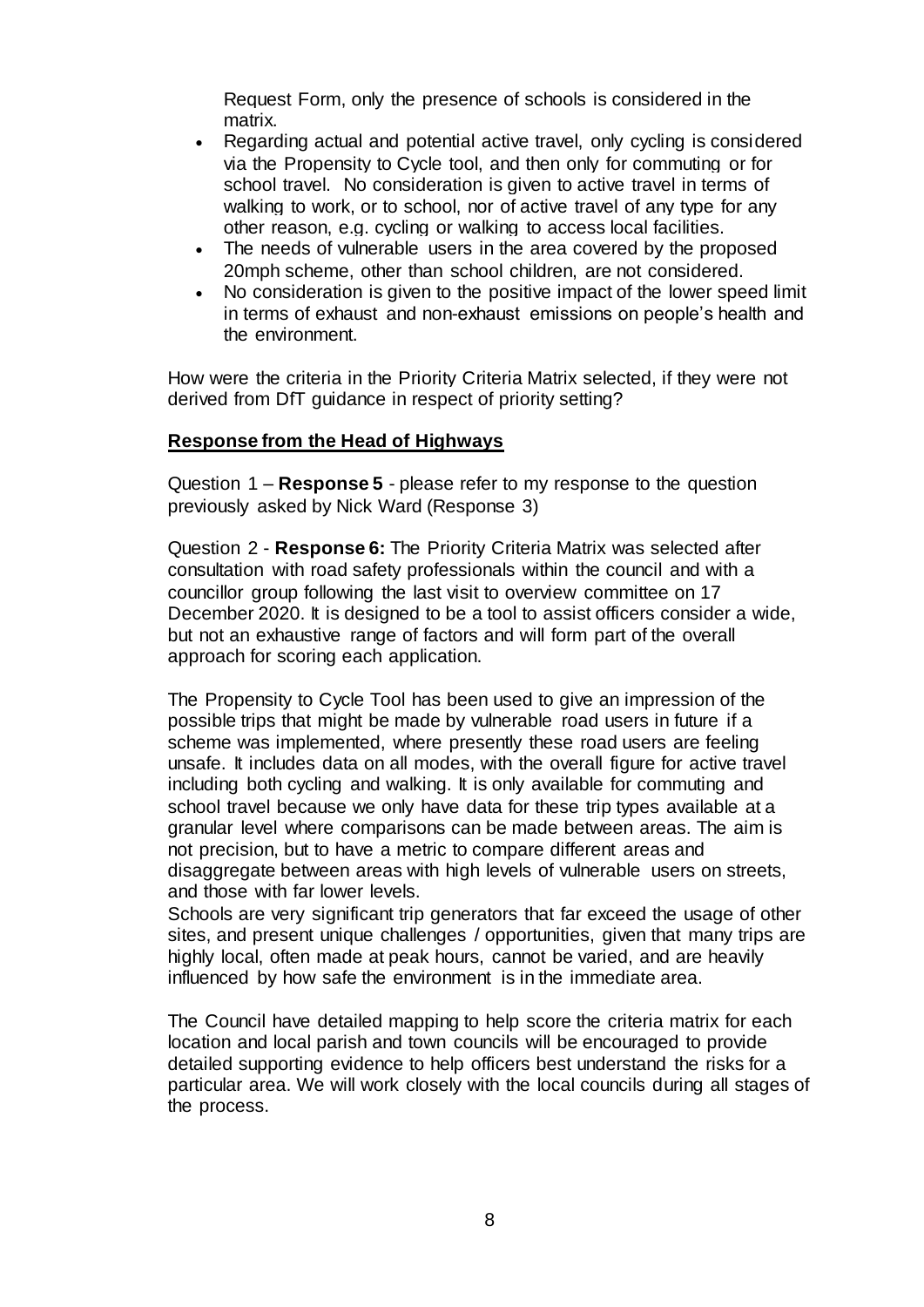Request Form, only the presence of schools is considered in the matrix.

- Regarding actual and potential active travel, only cycling is considered via the Propensity to Cycle tool, and then only for commuting or for school travel. No consideration is given to active travel in terms of walking to work, or to school, nor of active travel of any type for any other reason, e.g. cycling or walking to access local facilities.
- The needs of vulnerable users in the area covered by the proposed 20mph scheme, other than school children, are not considered.
- No consideration is given to the positive impact of the lower speed limit in terms of exhaust and non-exhaust emissions on people's health and the environment.

How were the criteria in the Priority Criteria Matrix selected, if they were not derived from DfT guidance in respect of priority setting?

**Response from the Head of Highways**

Question 1 – **Response 5** - please refer to my response to the question previously asked by Nick Ward (Response 3)

Question 2 - **Response 6:** The Priority Criteria Matrix was selected after consultation with road safety professionals within the council and with a councillor group following the last visit to overview committee on 17 December 2020. It is designed to be a tool to assist officers consider a wide, but not an exhaustive range of factors and will form part of the overall approach for scoring each application.

The Propensity to Cycle Tool has been used to give an impression of the possible trips that might be made by vulnerable road users in future if a scheme was implemented, where presently these road users are feeling unsafe. It includes data on all modes, with the overall figure for active travel including both cycling and walking. It is only available for commuting and school travel because we only have data for these trip types available at a granular level where comparisons can be made between areas. The aim is not precision, but to have a metric to compare different areas and disaggregate between areas with high levels of vulnerable users on streets, and those with far lower levels.

Schools are very significant trip generators that far exceed the usage of other sites, and present unique challenges / opportunities, given that many trips are highly local, often made at peak hours, cannot be varied, and are heavily influenced by how safe the environment is in the immediate area.

The Council have detailed mapping to help score the criteria matrix for each location and local parish and town councils will be encouraged to provide detailed supporting evidence to help officers best understand the risks for a particular area. We will work closely with the local councils during all stages of the process.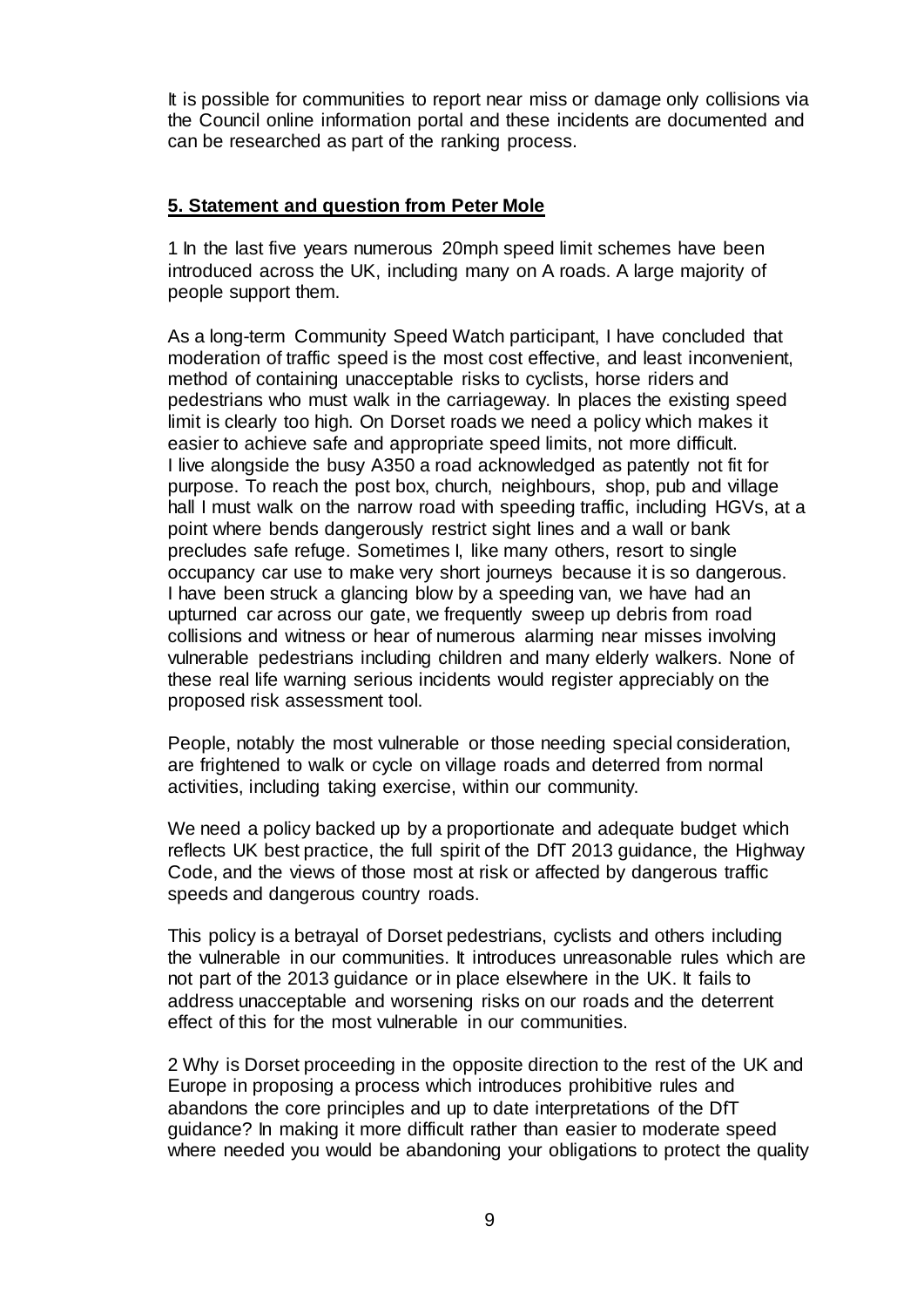It is possible for communities to report near miss or damage only collisions via the Council online information portal and these incidents are documented and can be researched as part of the ranking process.

## 5. Statement and question from Peter Mole

1 In the last five years numerous 20mph speed limit schemes have been introduced across the UK, including many on A roads. A large majority of people support them.

As a long-term Community Speed Watch participant, I have concluded that moderation of traffic speed is the most cost effective, and least inconvenient, method of containing unacceptable risks to cyclists, horse riders and pedestrians who must walk in the carriageway. In places the existing speed limit is clearly too high. On Dorset roads we need a policy which makes it easier to achieve safe and appropriate speed limits, not more difficult.
I live alongside the busy A350 a road acknowledged as patently not fit for purpose. To reach the post box, church, neighbours, shop, pub and village hall I must walk on the narrow road with speeding traffic, including HGVs, at a point where bends dangerously restrict sight lines and a wall or bank precludes safe refuge. Sometimes I, like many others, resort to single occupancy car use to make very short journeys because it is so dangerous.
I have been struck a glancing blow by a speeding van, we have had an upturned car across our gate, we frequently sweep up debris from road collisions and witness or hear of numerous alarming near misses involving vulnerable pedestrians including children and many elderly walkers. None of these real life warning serious incidents would register appreciably on the proposed risk assessment tool.

People, notably the most vulnerable or those needing special consideration, are frightened to walk or cycle on village roads and deterred from normal activities, including taking exercise, within our community.

We need a policy backed up by a proportionate and adequate budget which reflects UK best practice, the full spirit of the DfT 2013 guidance, the Highway Code, and the views of those most at risk or affected by dangerous traffic speeds and dangerous country roads.

This policy is a betrayal of Dorset pedestrians, cyclists and others including the vulnerable in our communities. It introduces unreasonable rules which are not part of the 2013 guidance or in place elsewhere in the UK. It fails to address unacceptable and worsening risks on our roads and the deterrent effect of this for the most vulnerable in our communities.

2 Why is Dorset proceeding in the opposite direction to the rest of the UK and Europe in proposing a process which introduces prohibitive rules and abandons the core principles and up to date interpretations of the DfT guidance? In making it more difficult rather than easier to moderate speed where needed you would be abandoning your obligations to protect the quality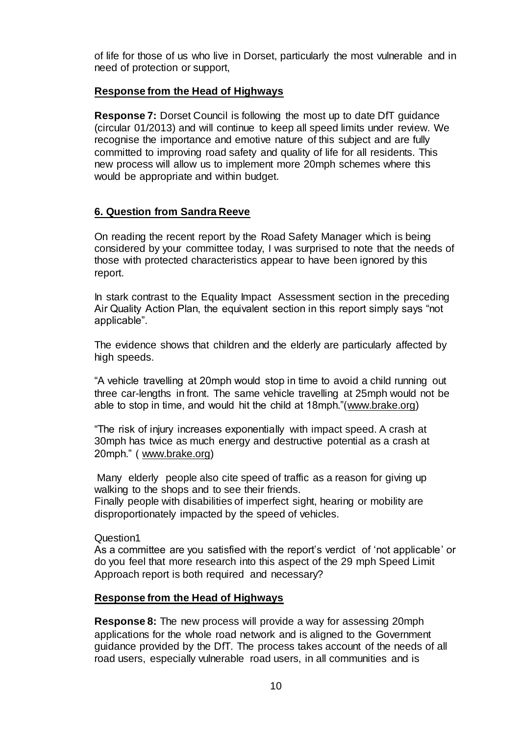of life for those of us who live in Dorset, particularly the most vulnerable and in need of protection or support,

**Response from the Head of Highways**

**Response 7:** Dorset Council is following the most up to date DfT guidance (circular 01/2013) and will continue to keep all speed limits under review. We recognise the importance and emotive nature of this subject and are fully committed to improving road safety and quality of life for all residents. This new process will allow us to implement more 20mph schemes where this would be appropriate and within budget.

## 6. Question from Sandra Reeve

On reading the recent report by the Road Safety Manager which is being considered by your committee today, I was surprised to note that the needs of those with protected characteristics appear to have been ignored by this report.

In stark contrast to the Equality Impact Assessment section in the preceding Air Quality Action Plan, the equivalent section in this report simply says "not applicable".

The evidence shows that children and the elderly are particularly affected by high speeds.

"A vehicle travelling at 20mph would stop in time to avoid a child running out three car-lengths in front. The same vehicle travelling at 25mph would not be able to stop in time, and would hit the child at 18mph."(www.brake.org)

"The risk of injury increases exponentially with impact speed. A crash at 30mph has twice as much energy and destructive potential as a crash at 20mph." ( www.brake.org)

Many elderly people also cite speed of traffic as a reason for giving up walking to the shops and to see their friends.
Finally people with disabilities of imperfect sight, hearing or mobility are disproportionately impacted by the speed of vehicles.

Question1
As a committee are you satisfied with the report's verdict of 'not applicable' or do you feel that more research into this aspect of the 29 mph Speed Limit Approach report is both required and necessary?

**Response from the Head of Highways**

**Response 8:** The new process will provide a way for assessing 20mph applications for the whole road network and is aligned to the Government guidance provided by the DfT. The process takes account of the needs of all road users, especially vulnerable road users, in all communities and is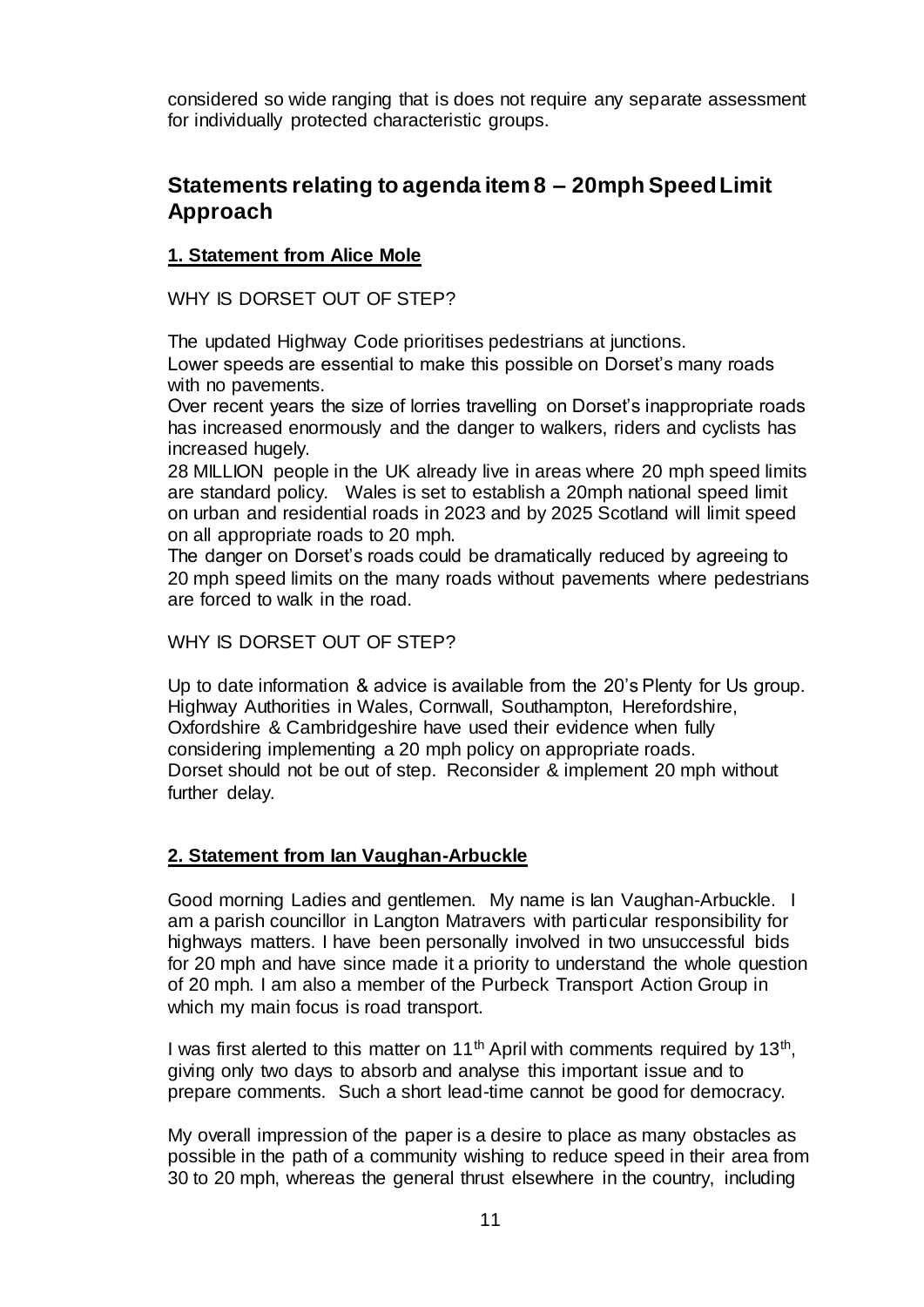considered so wide ranging that is does not require any separate assessment for individually protected characteristic groups.

## Statements relating to agenda item 8 – 20mph Speed Limit Approach

### **1. Statement from Alice Mole**

WHY IS DORSET OUT OF STEP?

The updated Highway Code prioritises pedestrians at junctions.
Lower speeds are essential to make this possible on Dorset's many roads with no pavements.
Over recent years the size of lorries travelling on Dorset's inappropriate roads has increased enormously and the danger to walkers, riders and cyclists has increased hugely.
28 MILLION people in the UK already live in areas where 20 mph speed limits are standard policy. Wales is set to establish a 20mph national speed limit on urban and residential roads in 2023 and by 2025 Scotland will limit speed on all appropriate roads to 20 mph.
The danger on Dorset's roads could be dramatically reduced by agreeing to 20 mph speed limits on the many roads without pavements where pedestrians are forced to walk in the road.

WHY IS DORSET OUT OF STEP?

Up to date information & advice is available from the 20's Plenty for Us group. Highway Authorities in Wales, Cornwall, Southampton, Herefordshire, Oxfordshire & Cambridgeshire have used their evidence when fully considering implementing a 20 mph policy on appropriate roads.
Dorset should not be out of step. Reconsider & implement 20 mph without further delay.

### **2. Statement from Ian Vaughan-Arbuckle**

Good morning Ladies and gentlemen. My name is Ian Vaughan-Arbuckle. I am a parish councillor in Langton Matravers with particular responsibility for highways matters. I have been personally involved in two unsuccessful bids for 20 mph and have since made it a priority to understand the whole question of 20 mph. I am also a member of the Purbeck Transport Action Group in which my main focus is road transport.

I was first alerted to this matter on 11th April with comments required by 13th, giving only two days to absorb and analyse this important issue and to prepare comments. Such a short lead-time cannot be good for democracy.

My overall impression of the paper is a desire to place as many obstacles as possible in the path of a community wishing to reduce speed in their area from 30 to 20 mph, whereas the general thrust elsewhere in the country, including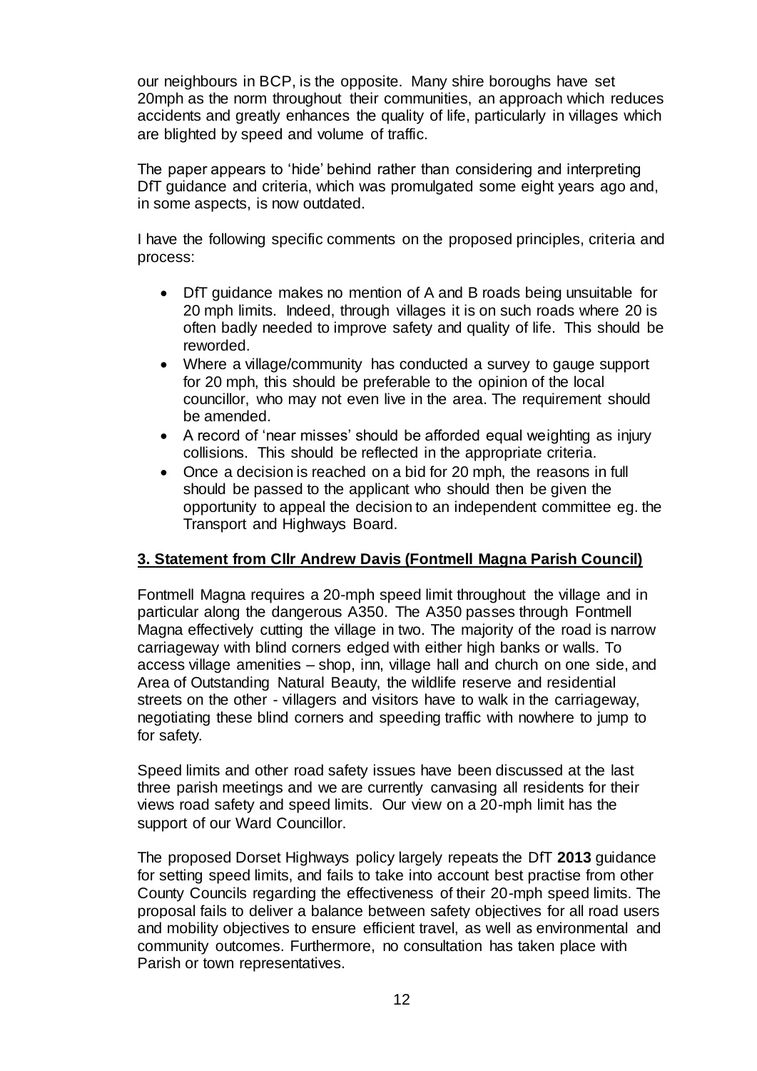our neighbours in BCP, is the opposite. Many shire boroughs have set 20mph as the norm throughout their communities, an approach which reduces accidents and greatly enhances the quality of life, particularly in villages which are blighted by speed and volume of traffic.

The paper appears to 'hide' behind rather than considering and interpreting DfT guidance and criteria, which was promulgated some eight years ago and, in some aspects, is now outdated.

I have the following specific comments on the proposed principles, criteria and process:

- DfT guidance makes no mention of A and B roads being unsuitable for 20 mph limits. Indeed, through villages it is on such roads where 20 is often badly needed to improve safety and quality of life. This should be reworded.
- Where a village/community has conducted a survey to gauge support for 20 mph, this should be preferable to the opinion of the local councillor, who may not even live in the area. The requirement should be amended.
- A record of 'near misses' should be afforded equal weighting as injury collisions. This should be reflected in the appropriate criteria.
- Once a decision is reached on a bid for 20 mph, the reasons in full should be passed to the applicant who should then be given the opportunity to appeal the decision to an independent committee eg. the Transport and Highways Board.

## 3. Statement from Cllr Andrew Davis (Fontmell Magna Parish Council)

Fontmell Magna requires a 20-mph speed limit throughout the village and in particular along the dangerous A350. The A350 passes through Fontmell Magna effectively cutting the village in two. The majority of the road is narrow carriageway with blind corners edged with either high banks or walls. To access village amenities – shop, inn, village hall and church on one side, and Area of Outstanding Natural Beauty, the wildlife reserve and residential streets on the other - villagers and visitors have to walk in the carriageway, negotiating these blind corners and speeding traffic with nowhere to jump to for safety.

Speed limits and other road safety issues have been discussed at the last three parish meetings and we are currently canvasing all residents for their views road safety and speed limits. Our view on a 20-mph limit has the support of our Ward Councillor.

The proposed Dorset Highways policy largely repeats the DfT **2013** guidance for setting speed limits, and fails to take into account best practise from other County Councils regarding the effectiveness of their 20-mph speed limits. The proposal fails to deliver a balance between safety objectives for all road users and mobility objectives to ensure efficient travel, as well as environmental and community outcomes. Furthermore, no consultation has taken place with Parish or town representatives.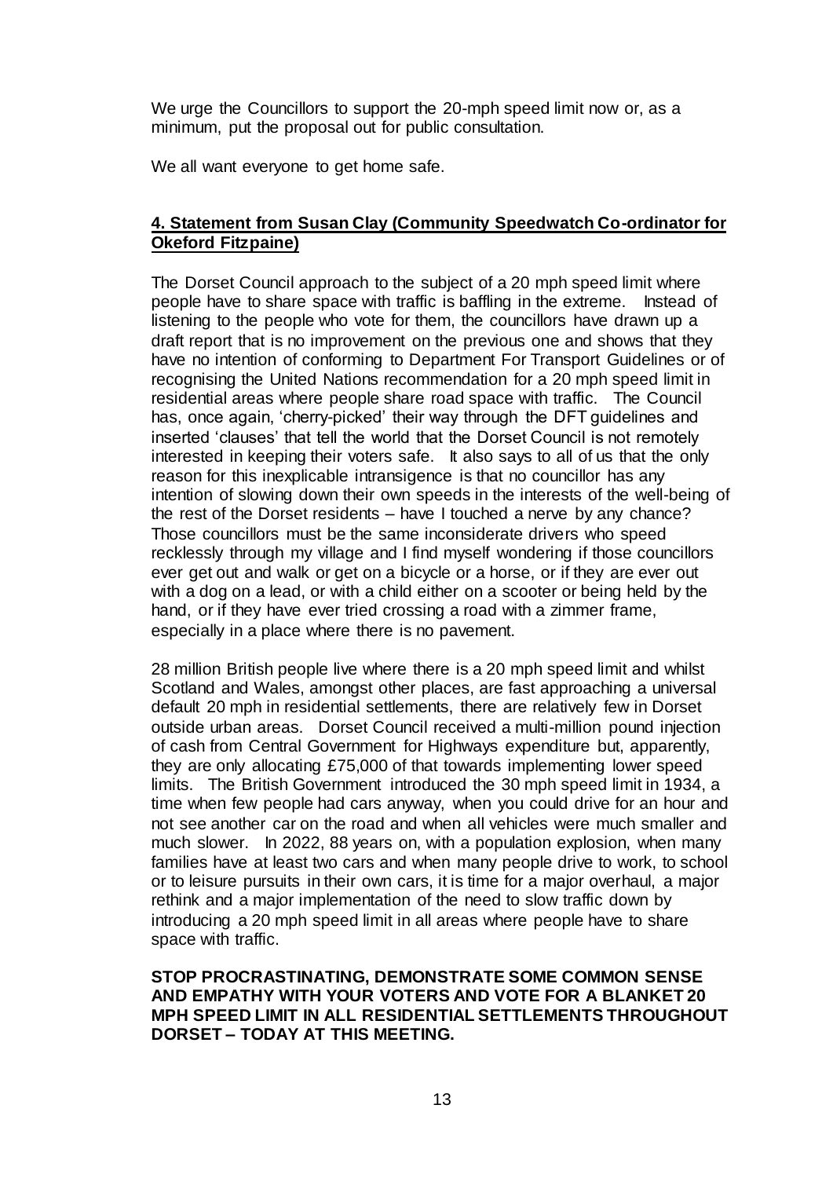We urge the Councillors to support the 20-mph speed limit now or, as a minimum, put the proposal out for public consultation.

We all want everyone to get home safe.

## **4. Statement from Susan Clay (Community Speedwatch Co-ordinator for Okeford Fitzpaine)**

The Dorset Council approach to the subject of a 20 mph speed limit where people have to share space with traffic is baffling in the extreme. Instead of listening to the people who vote for them, the councillors have drawn up a draft report that is no improvement on the previous one and shows that they have no intention of conforming to Department For Transport Guidelines or of recognising the United Nations recommendation for a 20 mph speed limit in residential areas where people share road space with traffic. The Council has, once again, 'cherry-picked' their way through the DFT guidelines and inserted 'clauses' that tell the world that the Dorset Council is not remotely interested in keeping their voters safe. It also says to all of us that the only reason for this inexplicable intransigence is that no councillor has any intention of slowing down their own speeds in the interests of the well-being of the rest of the Dorset residents – have I touched a nerve by any chance? Those councillors must be the same inconsiderate drivers who speed recklessly through my village and I find myself wondering if those councillors ever get out and walk or get on a bicycle or a horse, or if they are ever out with a dog on a lead, or with a child either on a scooter or being held by the hand, or if they have ever tried crossing a road with a zimmer frame, especially in a place where there is no pavement.

28 million British people live where there is a 20 mph speed limit and whilst Scotland and Wales, amongst other places, are fast approaching a universal default 20 mph in residential settlements, there are relatively few in Dorset outside urban areas. Dorset Council received a multi-million pound injection of cash from Central Government for Highways expenditure but, apparently, they are only allocating £75,000 of that towards implementing lower speed limits. The British Government introduced the 30 mph speed limit in 1934, a time when few people had cars anyway, when you could drive for an hour and not see another car on the road and when all vehicles were much smaller and much slower. In 2022, 88 years on, with a population explosion, when many families have at least two cars and when many people drive to work, to school or to leisure pursuits in their own cars, it is time for a major overhaul, a major rethink and a major implementation of the need to slow traffic down by introducing a 20 mph speed limit in all areas where people have to share space with traffic.

**STOP PROCRASTINATING, DEMONSTRATE SOME COMMON SENSE AND EMPATHY WITH YOUR VOTERS AND VOTE FOR A BLANKET 20 MPH SPEED LIMIT IN ALL RESIDENTIAL SETTLEMENTS THROUGHOUT DORSET – TODAY AT THIS MEETING.**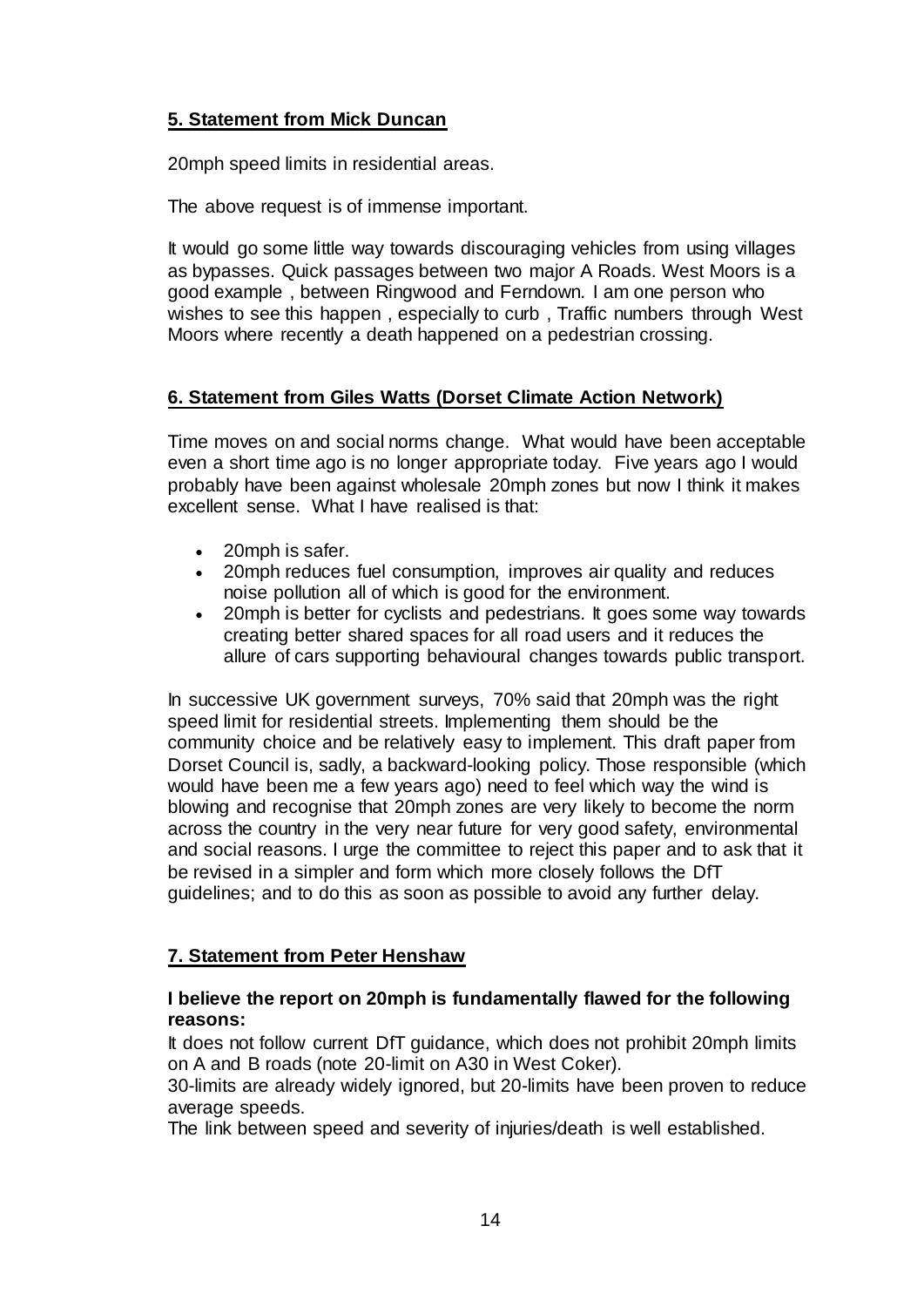## **5. Statement from Mick Duncan**

20mph speed limits in residential areas.

The above request is of immense important.

It would go some little way towards discouraging vehicles from using villages as bypasses. Quick passages between two major A Roads. West Moors is a good example , between Ringwood and Ferndown. I am one person who wishes to see this happen , especially to curb , Traffic numbers through West Moors where recently a death happened on a pedestrian crossing.

## **6. Statement from Giles Watts (Dorset Climate Action Network)**

Time moves on and social norms change. What would have been acceptable even a short time ago is no longer appropriate today. Five years ago I would probably have been against wholesale 20mph zones but now I think it makes excellent sense. What I have realised is that:

- 20mph is safer.
- 20mph reduces fuel consumption, improves air quality and reduces noise pollution all of which is good for the environment.
- 20mph is better for cyclists and pedestrians. It goes some way towards creating better shared spaces for all road users and it reduces the allure of cars supporting behavioural changes towards public transport.

In successive UK government surveys, 70% said that 20mph was the right speed limit for residential streets. Implementing them should be the community choice and be relatively easy to implement. This draft paper from Dorset Council is, sadly, a backward-looking policy. Those responsible (which would have been me a few years ago) need to feel which way the wind is blowing and recognise that 20mph zones are very likely to become the norm across the country in the very near future for very good safety, environmental and social reasons. I urge the committee to reject this paper and to ask that it be revised in a simpler and form which more closely follows the DfT guidelines; and to do this as soon as possible to avoid any further delay.

## **7. Statement from Peter Henshaw**

**I believe the report on 20mph is fundamentally flawed for the following reasons:**

It does not follow current DfT guidance, which does not prohibit 20mph limits on A and B roads (note 20-limit on A30 in West Coker).

30-limits are already widely ignored, but 20-limits have been proven to reduce average speeds.

The link between speed and severity of injuries/death is well established.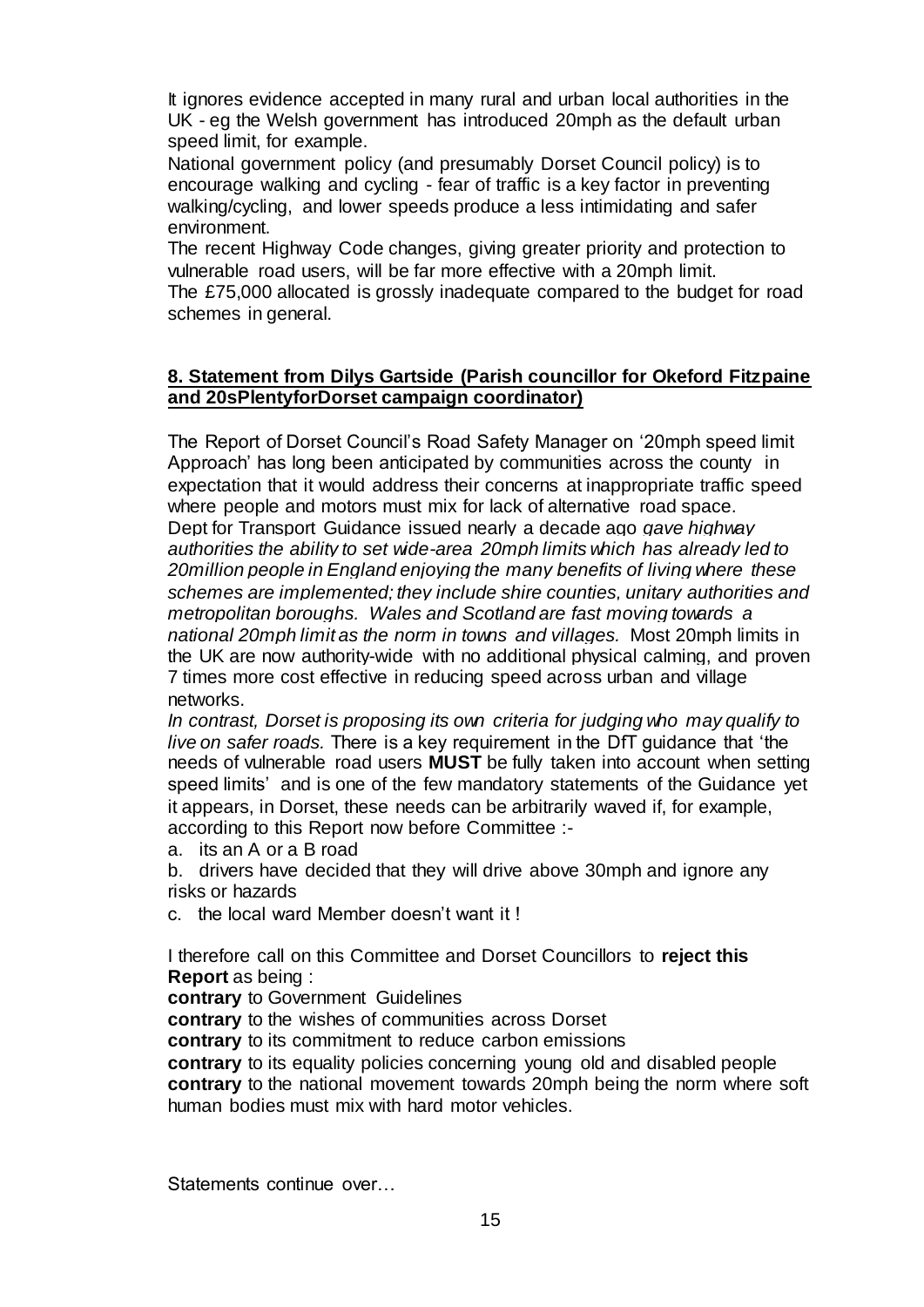It ignores evidence accepted in many rural and urban local authorities in the UK - eg the Welsh government has introduced 20mph as the default urban speed limit, for example.

National government policy (and presumably Dorset Council policy) is to encourage walking and cycling - fear of traffic is a key factor in preventing walking/cycling, and lower speeds produce a less intimidating and safer environment.

The recent Highway Code changes, giving greater priority and protection to vulnerable road users, will be far more effective with a 20mph limit.

The £75,000 allocated is grossly inadequate compared to the budget for road schemes in general.

## 8. Statement from Dilys Gartside (Parish councillor for Okeford Fitzpaine and 20sPlentyforDorset campaign coordinator)

The Report of Dorset Council's Road Safety Manager on '20mph speed limit Approach' has long been anticipated by communities across the county in expectation that it would address their concerns at inappropriate traffic speed where people and motors must mix for lack of alternative road space. Dept for Transport Guidance issued nearly a decade ago *gave highway authorities the ability to set wide-area 20mph limits which has already led to 20million people in England enjoying the many benefits of living where these schemes are implemented; they include shire counties, unitary authorities and metropolitan boroughs. Wales and Scotland are fast moving towards a national 20mph limit as the norm in towns and villages.* Most 20mph limits in the UK are now authority-wide with no additional physical calming, and proven 7 times more cost effective in reducing speed across urban and village networks.

*In contrast, Dorset is proposing its own criteria for judging who may qualify to live on safer roads.* There is a key requirement in the DfT guidance that 'the needs of vulnerable road users **MUST** be fully taken into account when setting speed limits' and is one of the few mandatory statements of the Guidance yet it appears, in Dorset, these needs can be arbitrarily waved if, for example, according to this Report now before Committee :-

a. its an A or a B road

b. drivers have decided that they will drive above 30mph and ignore any risks or hazards

c. the local ward Member doesn't want it !

I therefore call on this Committee and Dorset Councillors to **reject this Report** as being :

**contrary** to Government Guidelines

**contrary** to the wishes of communities across Dorset

**contrary** to its commitment to reduce carbon emissions

**contrary** to its equality policies concerning young old and disabled people

**contrary** to the national movement towards 20mph being the norm where soft human bodies must mix with hard motor vehicles.

Statements continue over…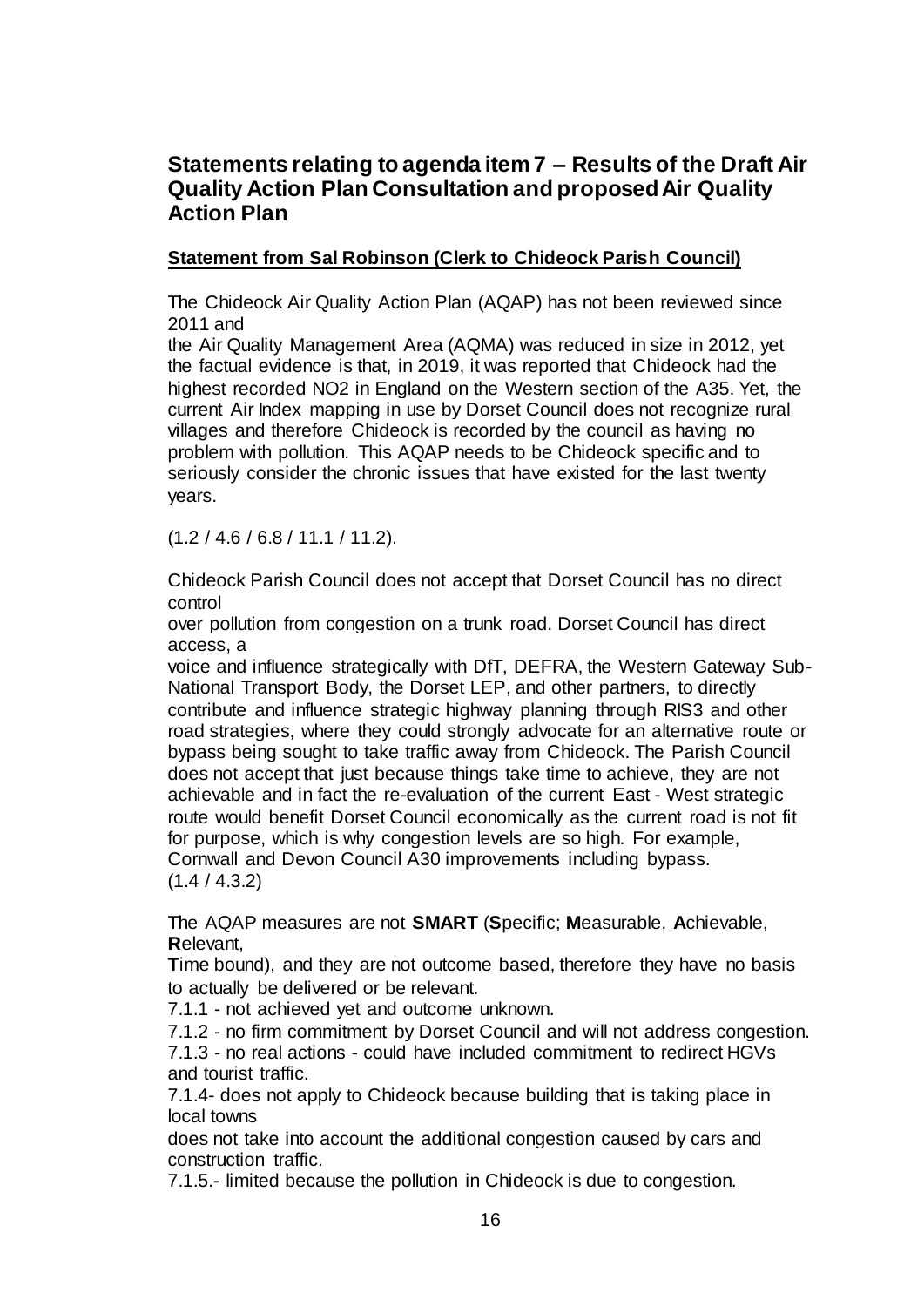# Statements relating to agenda item 7 – Results of the Draft Air Quality Action Plan Consultation and proposed Air Quality Action Plan

**Statement from Sal Robinson (Clerk to Chideock Parish Council)**

The Chideock Air Quality Action Plan (AQAP) has not been reviewed since 2011 and the Air Quality Management Area (AQMA) was reduced in size in 2012, yet the factual evidence is that, in 2019, it was reported that Chideock had the highest recorded NO2 in England on the Western section of the A35. Yet, the current Air Index mapping in use by Dorset Council does not recognize rural villages and therefore Chideock is recorded by the council as having no problem with pollution. This AQAP needs to be Chideock specific and to seriously consider the chronic issues that have existed for the last twenty years.

(1.2 / 4.6 / 6.8 / 11.1 / 11.2).

Chideock Parish Council does not accept that Dorset Council has no direct control over pollution from congestion on a trunk road. Dorset Council has direct access, a voice and influence strategically with DfT, DEFRA, the Western Gateway Sub-National Transport Body, the Dorset LEP, and other partners, to directly contribute and influence strategic highway planning through RIS3 and other road strategies, where they could strongly advocate for an alternative route or bypass being sought to take traffic away from Chideock. The Parish Council does not accept that just because things take time to achieve, they are not achievable and in fact the re-evaluation of the current East - West strategic route would benefit Dorset Council economically as the current road is not fit for purpose, which is why congestion levels are so high. For example, Cornwall and Devon Council A30 improvements including bypass. (1.4 / 4.3.2)

The AQAP measures are not **SMART** (**S**pecific; **M**easurable, **A**chievable, **R**elevant, **T**ime bound), and they are not outcome based, therefore they have no basis to actually be delivered or be relevant.

7.1.1 - not achieved yet and outcome unknown.

7.1.2 - no firm commitment by Dorset Council and will not address congestion.

7.1.3 - no real actions - could have included commitment to redirect HGVs and tourist traffic.

7.1.4- does not apply to Chideock because building that is taking place in local towns does not take into account the additional congestion caused by cars and construction traffic.

7.1.5.- limited because the pollution in Chideock is due to congestion.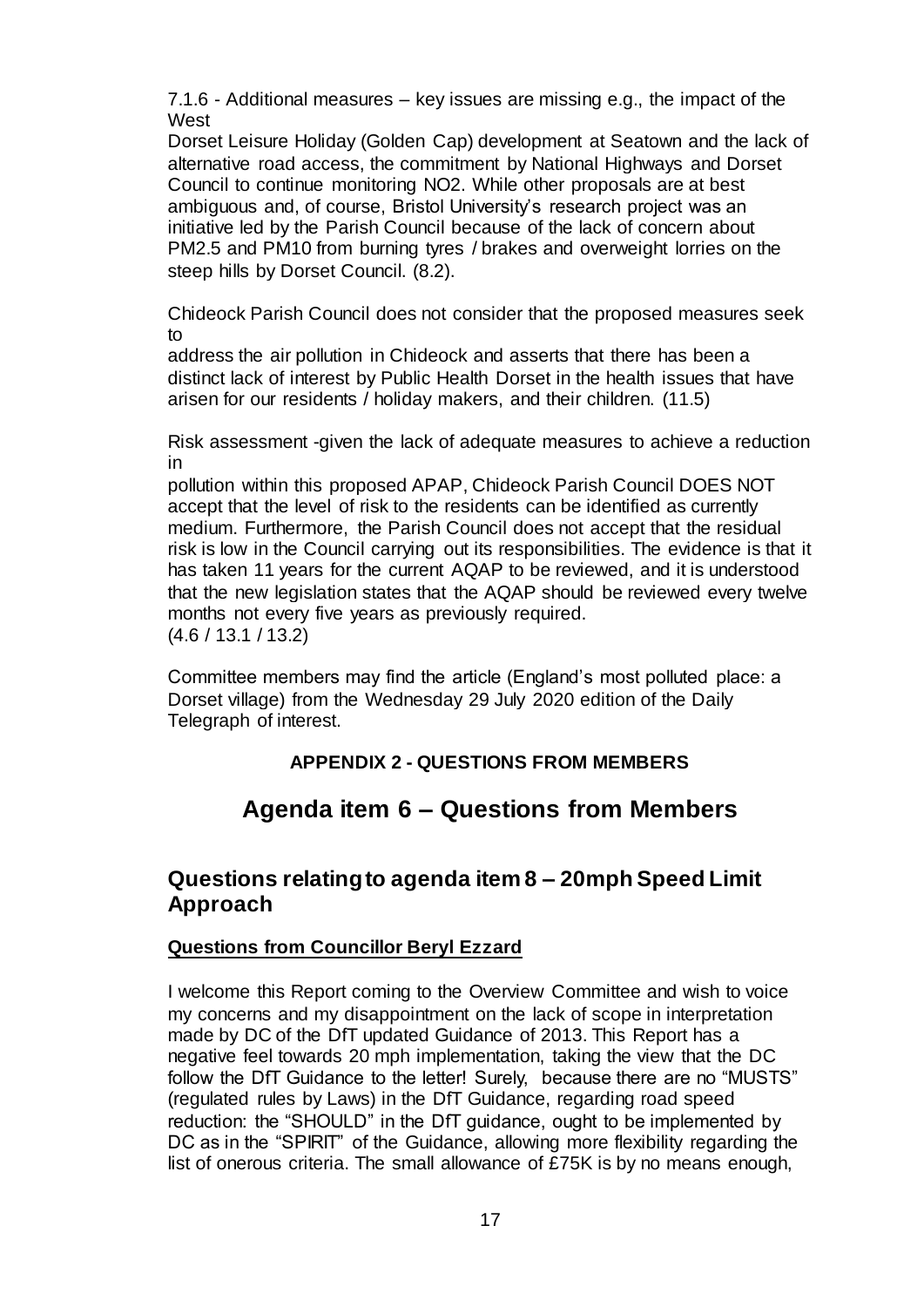7.1.6 - Additional measures – key issues are missing e.g., the impact of the West
Dorset Leisure Holiday (Golden Cap) development at Seatown and the lack of alternative road access, the commitment by National Highways and Dorset Council to continue monitoring NO2. While other proposals are at best ambiguous and, of course, Bristol University's research project was an initiative led by the Parish Council because of the lack of concern about PM2.5 and PM10 from burning tyres / brakes and overweight lorries on the steep hills by Dorset Council. (8.2).

Chideock Parish Council does not consider that the proposed measures seek to
address the air pollution in Chideock and asserts that there has been a distinct lack of interest by Public Health Dorset in the health issues that have arisen for our residents / holiday makers, and their children. (11.5)

Risk assessment -given the lack of adequate measures to achieve a reduction in
pollution within this proposed APAP, Chideock Parish Council DOES NOT accept that the level of risk to the residents can be identified as currently medium. Furthermore, the Parish Council does not accept that the residual risk is low in the Council carrying out its responsibilities. The evidence is that it has taken 11 years for the current AQAP to be reviewed, and it is understood that the new legislation states that the AQAP should be reviewed every twelve months not every five years as previously required.
(4.6 / 13.1 / 13.2)

Committee members may find the article (England's most polluted place: a Dorset village) from the Wednesday 29 July 2020 edition of the Daily Telegraph of interest.

**APPENDIX 2 - QUESTIONS FROM MEMBERS**

# Agenda item 6 – Questions from Members

## Questions relating to agenda item 8 – 20mph Speed Limit Approach

**Questions from Councillor Beryl Ezzard**

I welcome this Report coming to the Overview Committee and wish to voice my concerns and my disappointment on the lack of scope in interpretation made by DC of the DfT updated Guidance of 2013. This Report has a negative feel towards 20 mph implementation, taking the view that the DC follow the DfT Guidance to the letter! Surely, because there are no "MUSTS" (regulated rules by Laws) in the DfT Guidance, regarding road speed reduction: the "SHOULD" in the DfT guidance, ought to be implemented by DC as in the "SPIRIT" of the Guidance, allowing more flexibility regarding the list of onerous criteria. The small allowance of £75K is by no means enough,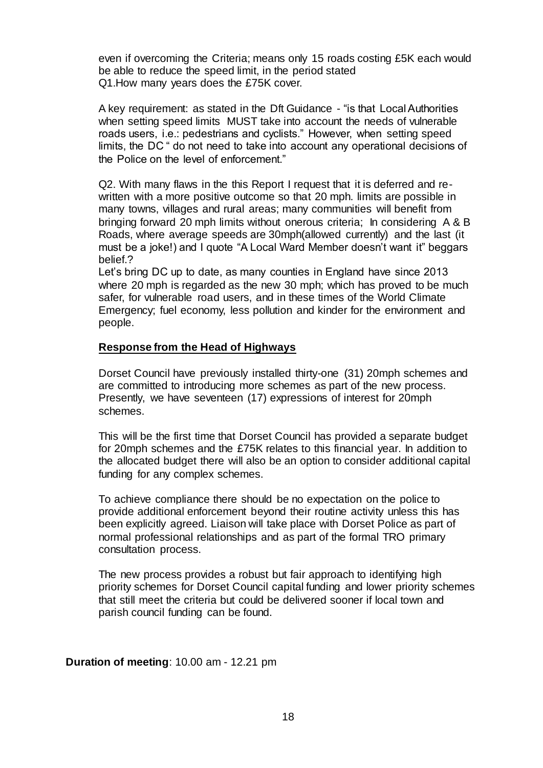even if overcoming the Criteria; means only 15 roads costing £5K each would be able to reduce the speed limit, in the period stated
Q1.How many years does the £75K cover.

A key requirement: as stated in the Dft Guidance - "is that Local Authorities when setting speed limits MUST take into account the needs of vulnerable roads users, i.e.: pedestrians and cyclists." However, when setting speed limits, the DC " do not need to take into account any operational decisions of the Police on the level of enforcement."

Q2. With many flaws in the this Report I request that it is deferred and re-written with a more positive outcome so that 20 mph. limits are possible in many towns, villages and rural areas; many communities will benefit from bringing forward 20 mph limits without onerous criteria; In considering A & B Roads, where average speeds are 30mph(allowed currently) and the last (it must be a joke!) and I quote "A Local Ward Member doesn't want it" beggars belief.?
Let's bring DC up to date, as many counties in England have since 2013 where 20 mph is regarded as the new 30 mph; which has proved to be much safer, for vulnerable road users, and in these times of the World Climate Emergency; fuel economy, less pollution and kinder for the environment and people.

**Response from the Head of Highways**

Dorset Council have previously installed thirty-one (31) 20mph schemes and are committed to introducing more schemes as part of the new process. Presently, we have seventeen (17) expressions of interest for 20mph schemes.

This will be the first time that Dorset Council has provided a separate budget for 20mph schemes and the £75K relates to this financial year. In addition to the allocated budget there will also be an option to consider additional capital funding for any complex schemes.

To achieve compliance there should be no expectation on the police to provide additional enforcement beyond their routine activity unless this has been explicitly agreed. Liaison will take place with Dorset Police as part of normal professional relationships and as part of the formal TRO primary consultation process.

The new process provides a robust but fair approach to identifying high priority schemes for Dorset Council capital funding and lower priority schemes that still meet the criteria but could be delivered sooner if local town and parish council funding can be found.

**Duration of meeting**: 10.00 am - 12.21 pm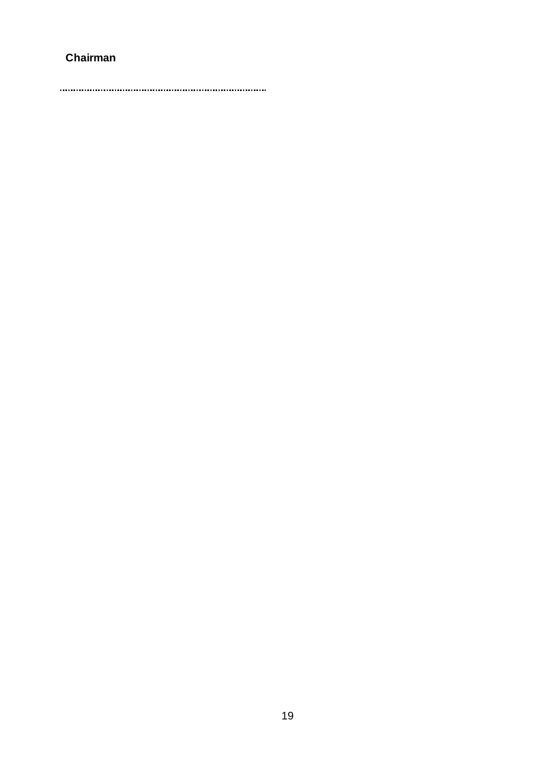**Chairman**

........................................................................................